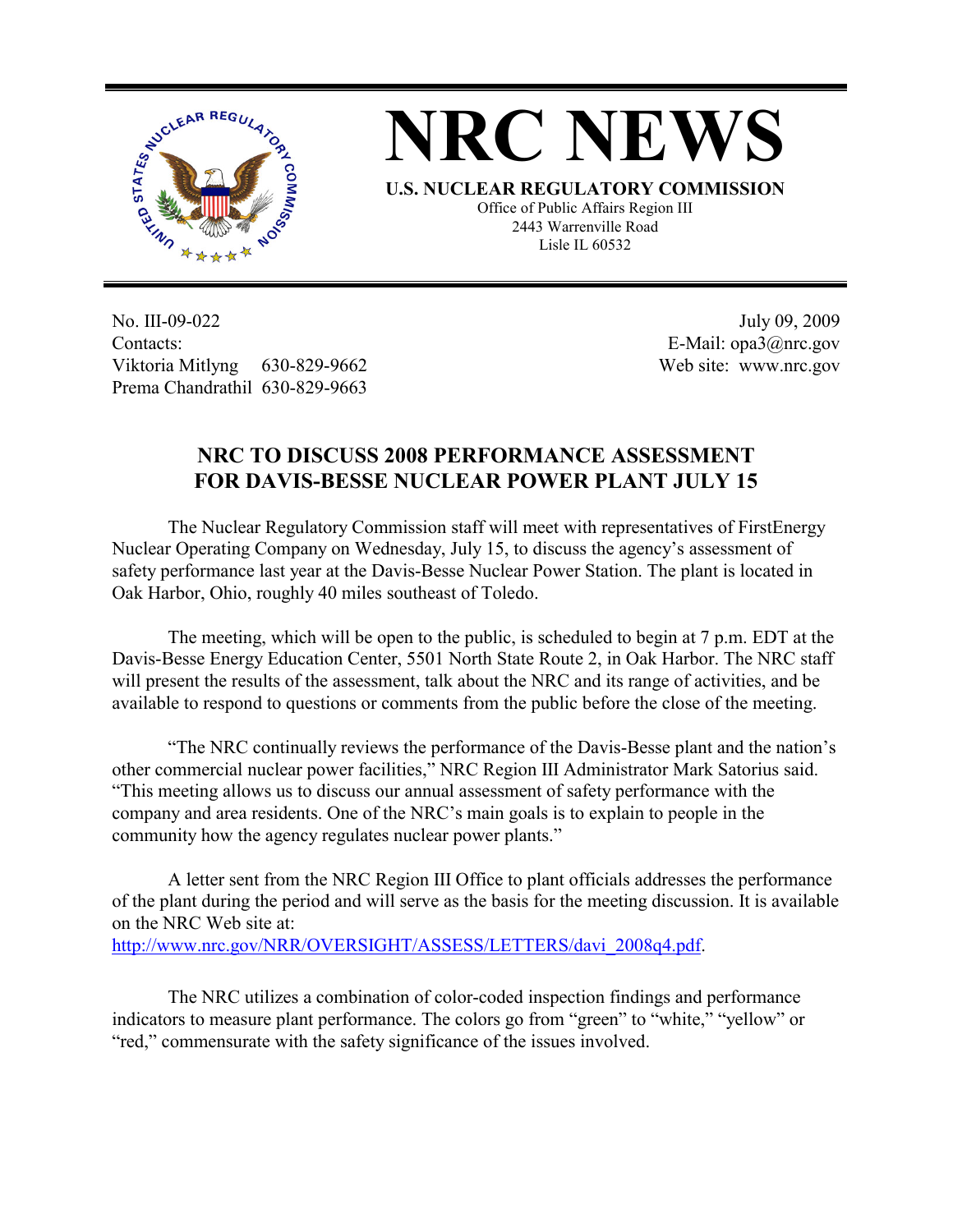# NRC NEWS

**U.S. NUCLEAR REGULATORY COMMISSION**
Office of Public Affairs Region III
2443 Warrenville Road
Lisle IL 60532

No. III-09-022
Contacts:
Viktoria Mitlyng 630-829-9662
Prema Chandrathil 630-829-9663

July 09, 2009
E-Mail: opa3@nrc.gov
Web site: www.nrc.gov

## NRC TO DISCUSS 2008 PERFORMANCE ASSESSMENT FOR DAVIS-BESSE NUCLEAR POWER PLANT JULY 15

The Nuclear Regulatory Commission staff will meet with representatives of FirstEnergy Nuclear Operating Company on Wednesday, July 15, to discuss the agency's assessment of safety performance last year at the Davis-Besse Nuclear Power Station. The plant is located in Oak Harbor, Ohio, roughly 40 miles southeast of Toledo.

The meeting, which will be open to the public, is scheduled to begin at 7 p.m. EDT at the Davis-Besse Energy Education Center, 5501 North State Route 2, in Oak Harbor. The NRC staff will present the results of the assessment, talk about the NRC and its range of activities, and be available to respond to questions or comments from the public before the close of the meeting.

"The NRC continually reviews the performance of the Davis-Besse plant and the nation's other commercial nuclear power facilities," NRC Region III Administrator Mark Satorius said. "This meeting allows us to discuss our annual assessment of safety performance with the company and area residents. One of the NRC's main goals is to explain to people in the community how the agency regulates nuclear power plants."

A letter sent from the NRC Region III Office to plant officials addresses the performance of the plant during the period and will serve as the basis for the meeting discussion. It is available on the NRC Web site at:
http://www.nrc.gov/NRR/OVERSIGHT/ASSESS/LETTERS/davi_2008q4.pdf.

The NRC utilizes a combination of color-coded inspection findings and performance indicators to measure plant performance. The colors go from "green" to "white," "yellow" or "red," commensurate with the safety significance of the issues involved.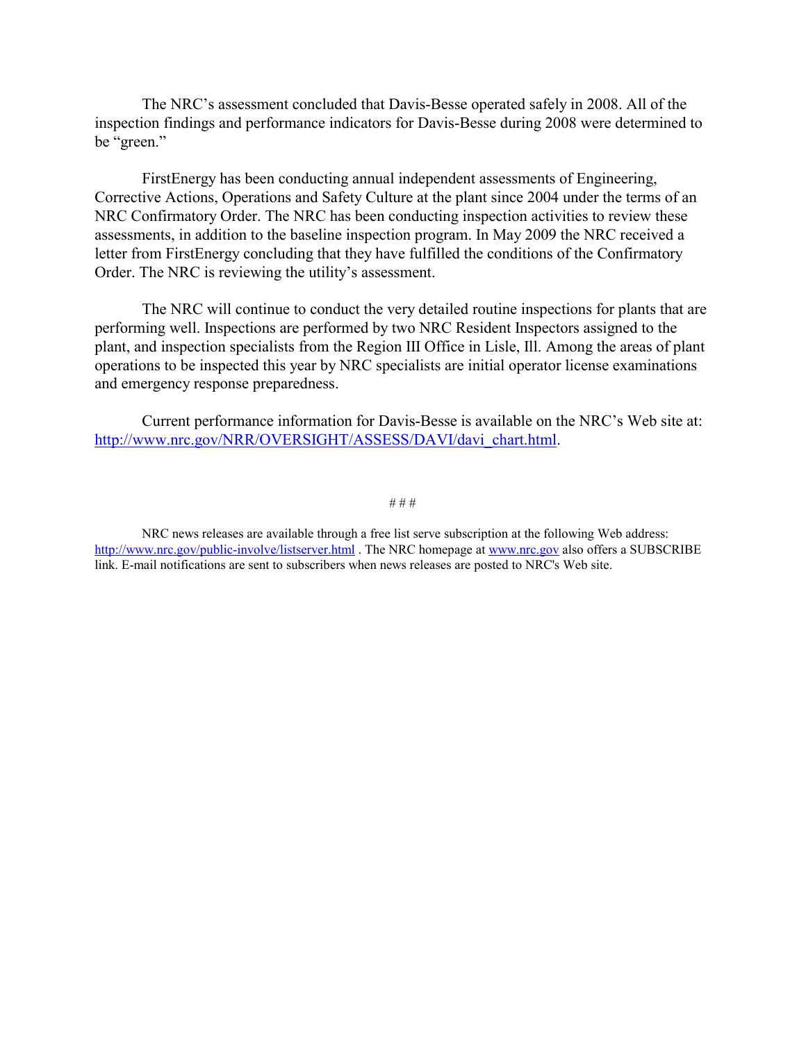The NRC's assessment concluded that Davis-Besse operated safely in 2008. All of the inspection findings and performance indicators for Davis-Besse during 2008 were determined to be "green."

FirstEnergy has been conducting annual independent assessments of Engineering, Corrective Actions, Operations and Safety Culture at the plant since 2004 under the terms of an NRC Confirmatory Order. The NRC has been conducting inspection activities to review these assessments, in addition to the baseline inspection program. In May 2009 the NRC received a letter from FirstEnergy concluding that they have fulfilled the conditions of the Confirmatory Order. The NRC is reviewing the utility's assessment.

The NRC will continue to conduct the very detailed routine inspections for plants that are performing well. Inspections are performed by two NRC Resident Inspectors assigned to the plant, and inspection specialists from the Region III Office in Lisle, Ill. Among the areas of plant operations to be inspected this year by NRC specialists are initial operator license examinations and emergency response preparedness.

Current performance information for Davis-Besse is available on the NRC's Web site at: http://www.nrc.gov/NRR/OVERSIGHT/ASSESS/DAVI/davi_chart.html.

# # #

NRC news releases are available through a free list serve subscription at the following Web address: http://www.nrc.gov/public-involve/listserver.html . The NRC homepage at www.nrc.gov also offers a SUBSCRIBE link. E-mail notifications are sent to subscribers when news releases are posted to NRC's Web site.